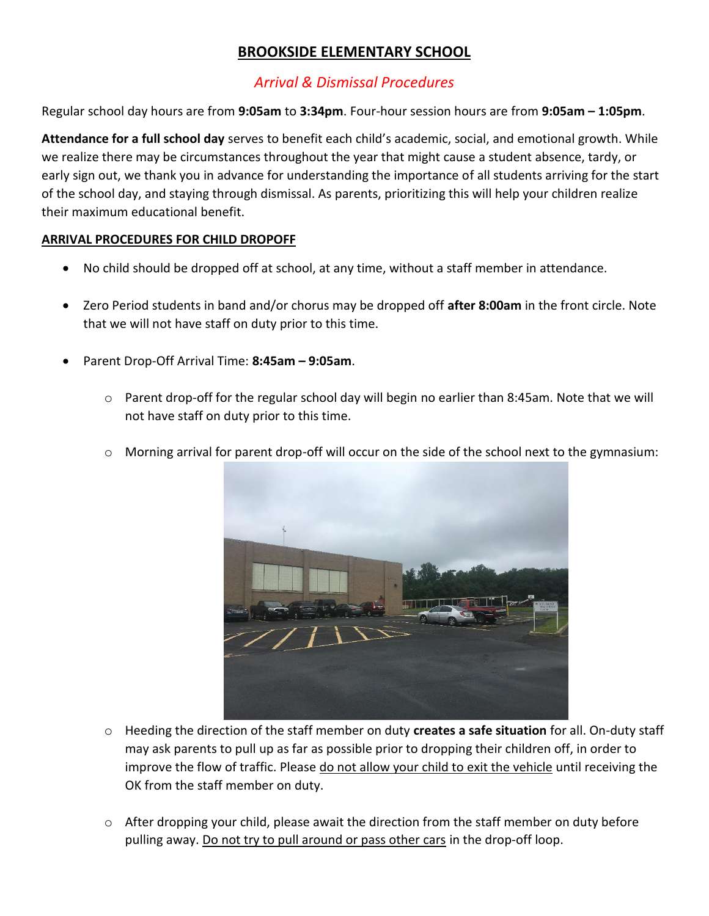# BROOKSIDE ELEMENTARY SCHOOL

## *Arrival & Dismissal Procedures*

Regular school day hours are from **9:05am** to **3:34pm**. Four-hour session hours are from **9:05am – 1:05pm**.

**Attendance for a full school day** serves to benefit each child's academic, social, and emotional growth. While we realize there may be circumstances throughout the year that might cause a student absence, tardy, or early sign out, we thank you in advance for understanding the importance of all students arriving for the start of the school day, and staying through dismissal. As parents, prioritizing this will help your children realize their maximum educational benefit.

### ARRIVAL PROCEDURES FOR CHILD DROPOFF

- No child should be dropped off at school, at any time, without a staff member in attendance.
- Zero Period students in band and/or chorus may be dropped off **after 8:00am** in the front circle. Note that we will not have staff on duty prior to this time.
- Parent Drop-Off Arrival Time: **8:45am – 9:05am**.
  - Parent drop-off for the regular school day will begin no earlier than 8:45am. Note that we will not have staff on duty prior to this time.
  - Morning arrival for parent drop-off will occur on the side of the school next to the gymnasium:
  - Heeding the direction of the staff member on duty **creates a safe situation** for all. On-duty staff may ask parents to pull up as far as possible prior to dropping their children off, in order to improve the flow of traffic. Please <u>do not allow your child to exit the vehicle</u> until receiving the OK from the staff member on duty.
  - After dropping your child, please await the direction from the staff member on duty before pulling away. <u>Do not try to pull around or pass other cars</u> in the drop-off loop.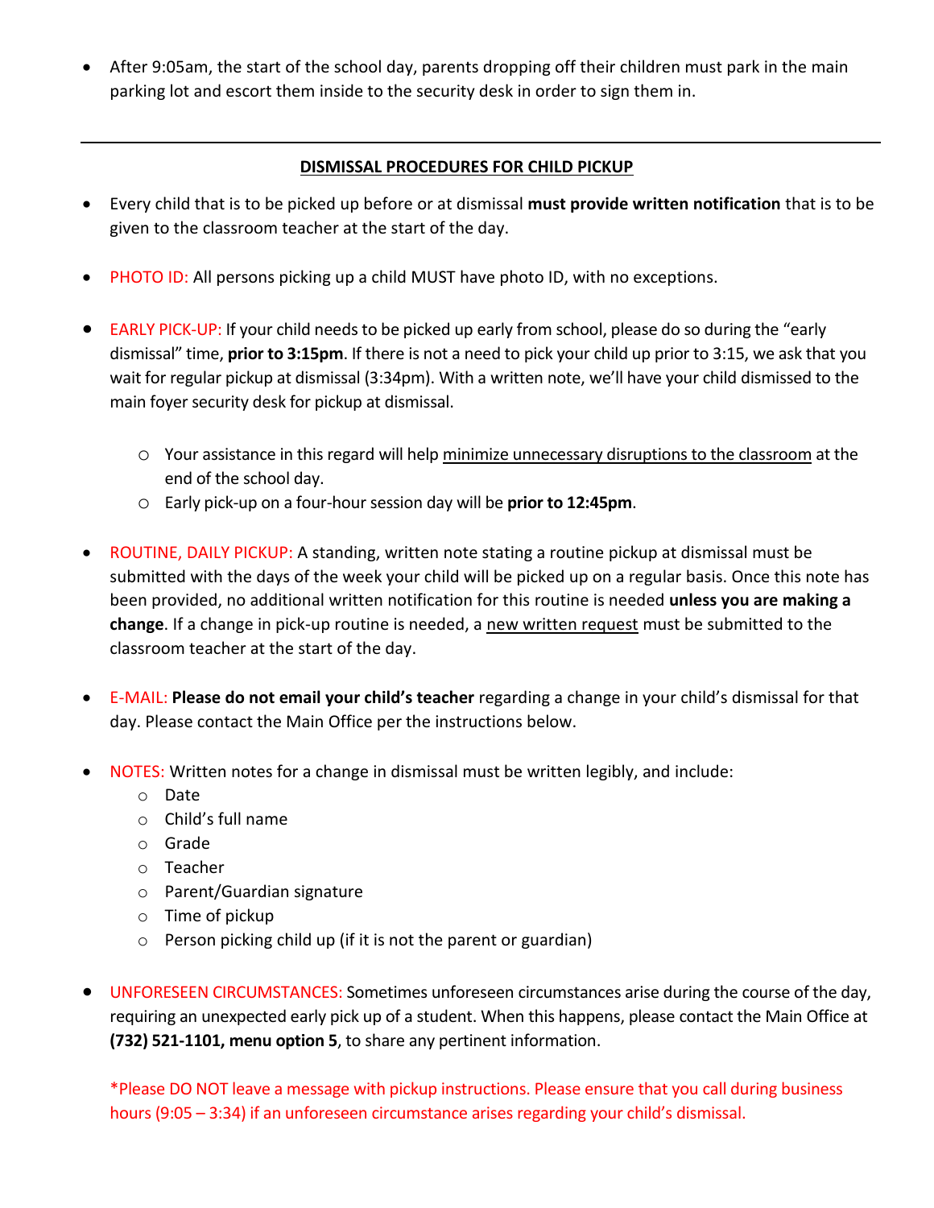- After 9:05am, the start of the school day, parents dropping off their children must park in the main parking lot and escort them inside to the security desk in order to sign them in.

---

## DISMISSAL PROCEDURES FOR CHILD PICKUP

- Every child that is to be picked up before or at dismissal **must provide written notification** that is to be given to the classroom teacher at the start of the day.

- PHOTO ID: All persons picking up a child MUST have photo ID, with no exceptions.

- EARLY PICK-UP: If your child needs to be picked up early from school, please do so during the "early dismissal" time, **prior to 3:15pm**. If there is not a need to pick your child up prior to 3:15, we ask that you wait for regular pickup at dismissal (3:34pm). With a written note, we'll have your child dismissed to the main foyer security desk for pickup at dismissal.
  - Your assistance in this regard will help minimize unnecessary disruptions to the classroom at the end of the school day.
  - Early pick-up on a four-hour session day will be **prior to 12:45pm**.

- ROUTINE, DAILY PICKUP: A standing, written note stating a routine pickup at dismissal must be submitted with the days of the week your child will be picked up on a regular basis. Once this note has been provided, no additional written notification for this routine is needed **unless you are making a change**. If a change in pick-up routine is needed, a new written request must be submitted to the classroom teacher at the start of the day.

- E-MAIL: **Please do not email your child's teacher** regarding a change in your child's dismissal for that day. Please contact the Main Office per the instructions below.

- NOTES: Written notes for a change in dismissal must be written legibly, and include:
  - Date
  - Child's full name
  - Grade
  - Teacher
  - Parent/Guardian signature
  - Time of pickup
  - Person picking child up (if it is not the parent or guardian)

- UNFORESEEN CIRCUMSTANCES: Sometimes unforeseen circumstances arise during the course of the day, requiring an unexpected early pick up of a student. When this happens, please contact the Main Office at **(732) 521-1101, menu option 5**, to share any pertinent information.

  *Please DO NOT leave a message with pickup instructions. Please ensure that you call during business hours (9:05 – 3:34) if an unforeseen circumstance arises regarding your child's dismissal.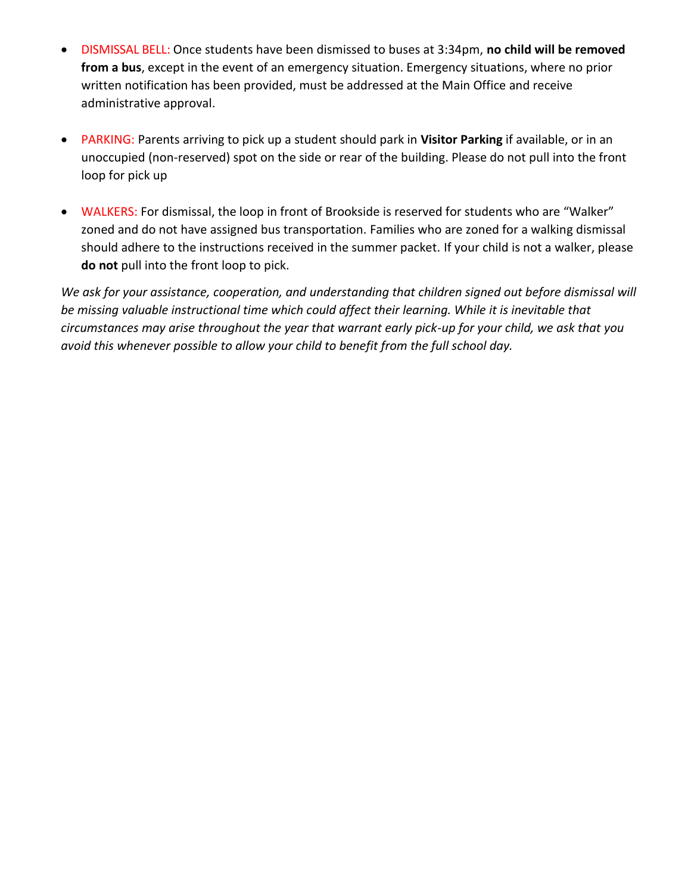- DISMISSAL BELL: Once students have been dismissed to buses at 3:34pm, **no child will be removed from a bus**, except in the event of an emergency situation. Emergency situations, where no prior written notification has been provided, must be addressed at the Main Office and receive administrative approval.

- PARKING: Parents arriving to pick up a student should park in **Visitor Parking** if available, or in an unoccupied (non-reserved) spot on the side or rear of the building. Please do not pull into the front loop for pick up

- WALKERS: For dismissal, the loop in front of Brookside is reserved for students who are "Walker" zoned and do not have assigned bus transportation. Families who are zoned for a walking dismissal should adhere to the instructions received in the summer packet. If your child is not a walker, please **do not** pull into the front loop to pick.

*We ask for your assistance, cooperation, and understanding that children signed out before dismissal will be missing valuable instructional time which could affect their learning. While it is inevitable that circumstances may arise throughout the year that warrant early pick-up for your child, we ask that you avoid this whenever possible to allow your child to benefit from the full school day.*